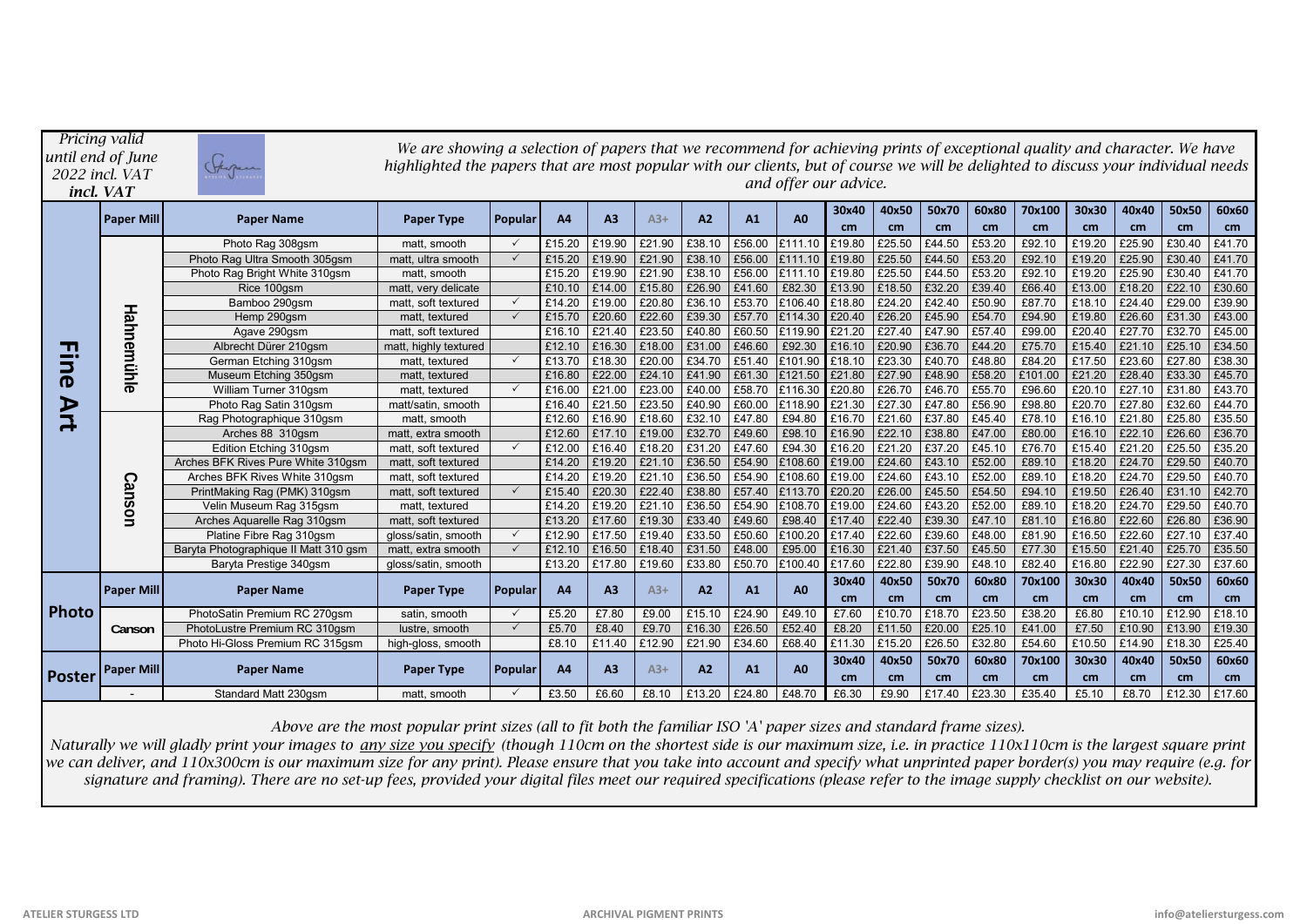*Pricing valid until end of June 2022 incl. VAT*
***incl. VAT***

*We are showing a selection of papers that we recommend for achieving prints of exceptional quality and character. We have highlighted the papers that are most popular with our clients, but of course we will be delighted to discuss your individual needs and offer our advice.*

| | Paper Mill | Paper Name | Paper Type | Popular | A4 | A3 | A3+ | A2 | A1 | A0 | 30x40 cm | 40x50 cm | 50x70 cm | 60x80 cm | 70x100 cm | 30x30 cm | 40x40 cm | 50x50 cm | 60x60 cm |
|---|---|---|---|---|---|---|---|---|---|---|---|---|---|---|---|---|---|---|---|
| **Fine Art** | Hahnemühle | Photo Rag 308gsm | matt, smooth | ✓ | £15.20 | £19.90 | £21.90 | £38.10 | £56.00 | £111.10 | £19.80 | £25.50 | £44.50 | £53.20 | £92.10 | £19.20 | £25.90 | £30.40 | £41.70 |
| | | Photo Rag Ultra Smooth 305gsm | matt, ultra smooth | ✓ | £15.20 | £19.90 | £21.90 | £38.10 | £56.00 | £111.10 | £19.80 | £25.50 | £44.50 | £53.20 | £92.10 | £19.20 | £25.90 | £30.40 | £41.70 |
| | | Photo Rag Bright White 310gsm | matt, smooth | | £15.20 | £19.90 | £21.90 | £38.10 | £56.00 | £111.10 | £19.80 | £25.50 | £44.50 | £53.20 | £92.10 | £19.20 | £25.90 | £30.40 | £41.70 |
| | | Rice 100gsm | matt, very delicate | | £10.10 | £14.00 | £15.80 | £26.90 | £41.60 | £82.30 | £13.90 | £18.50 | £32.20 | £39.40 | £66.40 | £13.00 | £18.20 | £22.10 | £30.60 |
| | | Bamboo 290gsm | matt, soft textured | ✓ | £14.20 | £19.00 | £20.80 | £36.10 | £53.70 | £106.40 | £18.80 | £24.20 | £42.40 | £50.90 | £87.70 | £18.10 | £24.40 | £29.00 | £39.90 |
| | | Hemp 290gsm | matt, textured | ✓ | £15.70 | £20.60 | £22.60 | £39.30 | £57.70 | £114.30 | £20.40 | £26.20 | £45.90 | £54.70 | £94.90 | £19.80 | £26.60 | £31.30 | £43.00 |
| | | Agave 290gsm | matt, soft textured | | £16.10 | £21.40 | £23.50 | £40.80 | £60.50 | £119.90 | £21.20 | £27.40 | £47.90 | £57.40 | £99.00 | £20.40 | £27.70 | £32.70 | £45.00 |
| | | Albrecht Dürer 210gsm | matt, highly textured | | £12.10 | £16.30 | £18.00 | £31.00 | £46.60 | £92.30 | £16.10 | £20.90 | £36.70 | £44.20 | £75.70 | £15.40 | £21.10 | £25.10 | £34.50 |
| | | German Etching 310gsm | matt, textured | ✓ | £13.70 | £18.30 | £20.00 | £34.70 | £51.40 | £101.90 | £18.10 | £23.30 | £40.70 | £48.80 | £84.20 | £17.50 | £23.60 | £27.80 | £38.30 |
| | | Museum Etching 350gsm | matt, textured | | £16.80 | £22.00 | £24.10 | £41.90 | £61.30 | £121.50 | £21.80 | £27.90 | £48.90 | £58.20 | £101.00 | £21.20 | £28.40 | £33.30 | £45.70 |
| | | William Turner 310gsm | matt, textured | ✓ | £16.00 | £21.00 | £23.00 | £40.00 | £58.70 | £116.30 | £20.80 | £26.70 | £46.70 | £55.70 | £96.60 | £20.10 | £27.10 | £31.80 | £43.70 |
| | | Photo Rag Satin 310gsm | matt/satin, smooth | | £16.40 | £21.50 | £23.50 | £40.90 | £60.00 | £118.90 | £21.30 | £27.30 | £47.80 | £56.90 | £98.80 | £20.70 | £27.80 | £32.60 | £44.70 |
| | Canson | Rag Photographique 310gsm | matt, smooth | | £12.60 | £16.90 | £18.60 | £32.10 | £47.80 | £94.80 | £16.70 | £21.60 | £37.80 | £45.40 | £78.10 | £16.10 | £21.80 | £25.80 | £35.50 |
| | | Arches 88 310gsm | matt, extra smooth | | £12.60 | £17.10 | £19.00 | £32.70 | £49.60 | £98.10 | £16.90 | £22.10 | £38.80 | £47.00 | £80.00 | £16.10 | £22.10 | £26.60 | £36.70 |
| | | Edition Etching 310gsm | matt, soft textured | ✓ | £12.00 | £16.40 | £18.20 | £31.20 | £47.60 | £94.30 | £16.20 | £21.20 | £37.20 | £45.10 | £76.70 | £15.40 | £21.20 | £25.50 | £35.20 |
| | | Arches BFK Rives Pure White 310gsm | matt, soft textured | | £14.20 | £19.20 | £21.10 | £36.50 | £54.90 | £108.60 | £19.00 | £24.60 | £43.10 | £52.00 | £89.10 | £18.20 | £24.70 | £29.50 | £40.70 |
| | | Arches BFK Rives White 310gsm | matt, soft textured | | £14.20 | £19.20 | £21.10 | £36.50 | £54.90 | £108.60 | £19.00 | £24.60 | £43.10 | £52.00 | £89.10 | £18.20 | £24.70 | £29.50 | £40.70 |
| | | PrintMaking Rag (PMK) 310gsm | matt, soft textured | ✓ | £15.40 | £20.30 | £22.40 | £38.80 | £57.40 | £113.70 | £20.20 | £26.00 | £45.50 | £54.50 | £94.10 | £19.50 | £26.40 | £31.10 | £42.70 |
| | | Velin Museum Rag 315gsm | matt, textured | | £14.20 | £19.20 | £21.10 | £36.50 | £54.90 | £108.70 | £19.00 | £24.60 | £43.20 | £52.00 | £89.10 | £18.20 | £24.70 | £29.50 | £40.70 |
| | | Arches Aquarelle Rag 310gsm | matt, soft textured | | £13.20 | £17.60 | £19.30 | £33.40 | £49.60 | £98.40 | £17.40 | £22.40 | £39.30 | £47.10 | £81.10 | £16.80 | £22.60 | £26.80 | £36.90 |
| | | Platine Fibre Rag 310gsm | gloss/satin, smooth | ✓ | £12.90 | £17.50 | £19.40 | £33.50 | £50.60 | £100.20 | £17.40 | £22.60 | £39.60 | £48.00 | £81.90 | £16.50 | £22.60 | £27.10 | £37.40 |
| | | Baryta Photographique II Matt 310 gsm | matt, extra smooth | ✓ | £12.10 | £16.50 | £18.40 | £31.50 | £48.00 | £95.00 | £16.30 | £21.40 | £37.50 | £45.50 | £77.30 | £15.50 | £21.40 | £25.70 | £35.50 |
| | | Baryta Prestige 340gsm | gloss/satin, smooth | | £13.20 | £17.80 | £19.60 | £33.80 | £50.70 | £100.40 | £17.60 | £22.80 | £39.90 | £48.10 | £82.40 | £16.80 | £22.90 | £27.30 | £37.60 |
| **Photo** | **Paper Mill** | **Paper Name** | **Paper Type** | **Popular** | **A4** | **A3** | **A3+** | **A2** | **A1** | **A0** | **30x40 cm** | **40x50 cm** | **50x70 cm** | **60x80 cm** | **70x100 cm** | **30x30 cm** | **40x40 cm** | **50x50 cm** | **60x60 cm** |
| | Canson | PhotoSatin Premium RC 270gsm | satin, smooth | ✓ | £5.20 | £7.80 | £9.00 | £15.10 | £24.90 | £49.10 | £7.60 | £10.70 | £18.70 | £23.50 | £38.20 | £6.80 | £10.10 | £12.90 | £18.10 |
| | | PhotoLustre Premium RC 310gsm | lustre, smooth | ✓ | £5.70 | £8.40 | £9.70 | £16.30 | £26.50 | £52.40 | £8.20 | £11.50 | £20.00 | £25.10 | £41.00 | £7.50 | £10.90 | £13.90 | £19.30 |
| | | Photo Hi-Gloss Premium RC 315gsm | high-gloss, smooth | | £8.10 | £11.40 | £12.90 | £21.90 | £34.60 | £68.40 | £11.30 | £15.20 | £26.50 | £32.80 | £54.60 | £10.50 | £14.90 | £18.30 | £25.40 |
| **Poster** | **Paper Mill** | **Paper Name** | **Paper Type** | **Popular** | **A4** | **A3** | **A3+** | **A2** | **A1** | **A0** | **30x40 cm** | **40x50 cm** | **50x70 cm** | **60x80 cm** | **70x100 cm** | **30x30 cm** | **40x40 cm** | **50x50 cm** | **60x60 cm** |
| | - | Standard Matt 230gsm | matt, smooth | ✓ | £3.50 | £6.60 | £8.10 | £13.20 | £24.80 | £48.70 | £6.30 | £9.90 | £17.40 | £23.30 | £35.40 | £5.10 | £8.70 | £12.30 | £17.60 |

*Above are the most popular print sizes (all to fit both the familiar ISO 'A' paper sizes and standard frame sizes).*
*Naturally we will gladly print your images to <u>any size you specify</u> (though 110cm on the shortest side is our maximum size, i.e. in practice 110x110cm is the largest square print we can deliver, and 110x300cm is our maximum size for any print). Please ensure that you take into account and specify what unprinted paper border(s) you may require (e.g. for signature and framing). There are no set-up fees, provided your digital files meet our required specifications (please refer to the image supply checklist on our website).*

ATELIER STURGESS LTD — ARCHIVAL PIGMENT PRINTS — info@ateliersturgess.com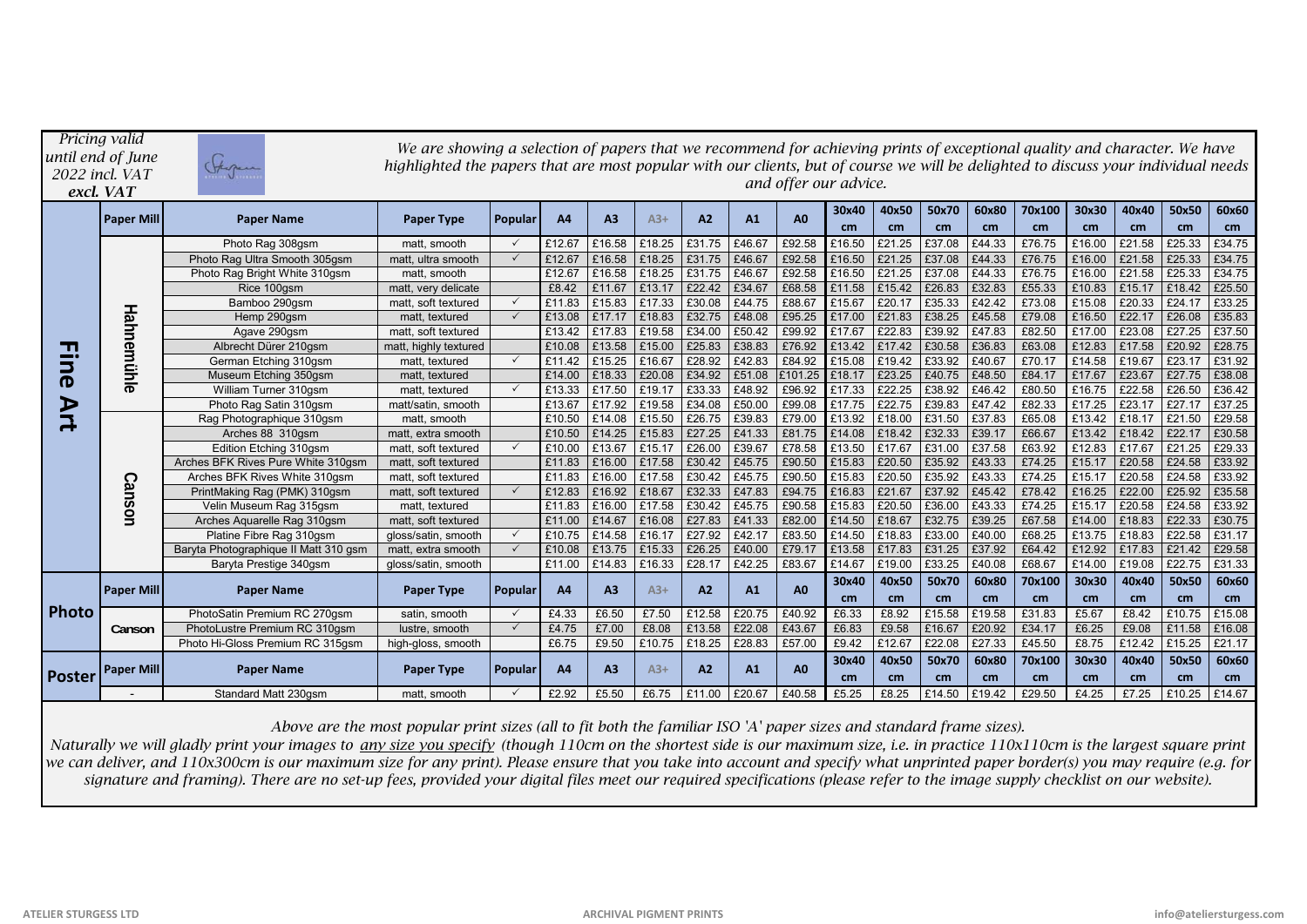*Pricing valid until end of June 2022 incl. VAT*
***excl. VAT***

*We are showing a selection of papers that we recommend for achieving prints of exceptional quality and character. We have highlighted the papers that are most popular with our clients, but of course we will be delighted to discuss your individual needs and offer our advice.*

| | Paper Mill | Paper Name | Paper Type | Popular | A4 | A3 | A3+ | A2 | A1 | A0 | 30x40 cm | 40x50 cm | 50x70 cm | 60x80 cm | 70x100 cm | 30x30 cm | 40x40 cm | 50x50 cm | 60x60 cm |
|---|---|---|---|---|---|---|---|---|---|---|---|---|---|---|---|---|---|---|---|
| **Fine Art** | **Hahnemühle** | Photo Rag 308gsm | matt, smooth | ✓ | £12.67 | £16.58 | £18.25 | £31.75 | £46.67 | £92.58 | £16.50 | £21.25 | £37.08 | £44.33 | £76.75 | £16.00 | £21.58 | £25.33 | £34.75 |
| | | Photo Rag Ultra Smooth 305gsm | matt, ultra smooth | ✓ | £12.67 | £16.58 | £18.25 | £31.75 | £46.67 | £92.58 | £16.50 | £21.25 | £37.08 | £44.33 | £76.75 | £16.00 | £21.58 | £25.33 | £34.75 |
| | | Photo Rag Bright White 310gsm | matt, smooth | | £12.67 | £16.58 | £18.25 | £31.75 | £46.67 | £92.58 | £16.50 | £21.25 | £37.08 | £44.33 | £76.75 | £16.00 | £21.58 | £25.33 | £34.75 |
| | | Rice 100gsm | matt, very delicate | | £8.42 | £11.67 | £13.17 | £22.42 | £34.67 | £68.58 | £11.58 | £15.42 | £26.83 | £32.83 | £55.33 | £10.83 | £15.17 | £18.42 | £25.50 |
| | | Bamboo 290gsm | matt, soft textured | ✓ | £11.83 | £15.83 | £17.33 | £30.08 | £44.75 | £88.67 | £15.67 | £20.17 | £35.33 | £42.42 | £73.08 | £15.08 | £20.33 | £24.17 | £33.25 |
| | | Hemp 290gsm | matt, textured | ✓ | £13.08 | £17.17 | £18.83 | £32.75 | £48.08 | £95.25 | £17.00 | £21.83 | £38.25 | £45.58 | £79.08 | £16.50 | £22.17 | £26.08 | £35.83 |
| | | Agave 290gsm | matt, soft textured | | £13.42 | £17.83 | £19.58 | £34.00 | £50.42 | £99.92 | £17.67 | £22.83 | £39.92 | £47.83 | £82.50 | £17.00 | £23.08 | £27.25 | £37.50 |
| | | Albrecht Dürer 210gsm | matt, highly textured | | £10.08 | £13.58 | £15.00 | £25.83 | £38.83 | £76.92 | £13.42 | £17.42 | £30.58 | £36.83 | £63.08 | £12.83 | £17.58 | £20.92 | £28.75 |
| | | German Etching 310gsm | matt, textured | ✓ | £11.42 | £15.25 | £16.67 | £28.92 | £42.83 | £84.92 | £15.08 | £19.42 | £33.92 | £40.67 | £70.17 | £14.58 | £19.67 | £23.17 | £31.92 |
| | | Museum Etching 350gsm | matt, textured | | £14.00 | £18.33 | £20.08 | £34.92 | £51.08 | £101.25 | £18.17 | £23.25 | £40.75 | £48.50 | £84.17 | £17.67 | £23.67 | £27.75 | £38.08 |
| | | William Turner 310gsm | matt, textured | ✓ | £13.33 | £17.50 | £19.17 | £33.33 | £48.92 | £96.92 | £17.33 | £22.25 | £38.92 | £46.42 | £80.50 | £16.75 | £22.58 | £26.50 | £36.42 |
| | | Photo Rag Satin 310gsm | matt/satin, smooth | | £13.67 | £17.92 | £19.58 | £34.08 | £50.00 | £99.08 | £17.75 | £22.75 | £39.83 | £47.42 | £82.33 | £17.25 | £23.17 | £27.17 | £37.25 |
| | **Canson** | Rag Photographique 310gsm | matt, smooth | | £10.50 | £14.08 | £15.50 | £26.75 | £39.83 | £79.00 | £13.92 | £18.00 | £31.50 | £37.83 | £65.08 | £13.42 | £18.17 | £21.50 | £29.58 |
| | | Arches 88 310gsm | matt, extra smooth | | £10.50 | £14.25 | £15.83 | £27.25 | £41.33 | £81.75 | £14.08 | £18.42 | £32.33 | £39.17 | £66.67 | £13.42 | £18.42 | £22.17 | £30.58 |
| | | Edition Etching 310gsm | matt, soft textured | ✓ | £10.00 | £13.67 | £15.17 | £26.00 | £39.67 | £78.58 | £13.50 | £17.67 | £31.00 | £37.58 | £63.92 | £12.83 | £17.67 | £21.25 | £29.33 |
| | | Arches BFK Rives Pure White 310gsm | matt, soft textured | | £11.83 | £16.00 | £17.58 | £30.42 | £45.75 | £90.50 | £15.83 | £20.50 | £35.92 | £43.33 | £74.25 | £15.17 | £20.58 | £24.58 | £33.92 |
| | | Arches BFK Rives White 310gsm | matt, soft textured | | £11.83 | £16.00 | £17.58 | £30.42 | £45.75 | £90.50 | £15.83 | £20.50 | £35.92 | £43.33 | £74.25 | £15.17 | £20.58 | £24.58 | £33.92 |
| | | PrintMaking Rag (PMK) 310gsm | matt, soft textured | ✓ | £12.83 | £16.92 | £18.67 | £32.33 | £47.83 | £94.75 | £16.83 | £21.67 | £37.92 | £45.42 | £78.42 | £16.25 | £22.00 | £25.92 | £35.58 |
| | | Velin Museum Rag 315gsm | matt, textured | | £11.83 | £16.00 | £17.58 | £30.42 | £45.75 | £90.58 | £15.83 | £20.50 | £36.00 | £43.33 | £74.25 | £15.17 | £20.58 | £24.58 | £33.92 |
| | | Arches Aquarelle Rag 310gsm | matt, soft textured | | £11.00 | £14.67 | £16.08 | £27.83 | £41.33 | £82.00 | £14.50 | £18.67 | £32.75 | £39.25 | £67.58 | £14.00 | £18.83 | £22.33 | £30.75 |
| | | Platine Fibre Rag 310gsm | gloss/satin, smooth | ✓ | £10.75 | £14.58 | £16.17 | £27.92 | £42.17 | £83.50 | £14.50 | £18.83 | £33.00 | £40.00 | £68.25 | £13.75 | £18.83 | £22.58 | £31.17 |
| | | Baryta Photographique II Matt 310 gsm | matt, extra smooth | ✓ | £10.08 | £13.75 | £15.33 | £26.25 | £40.00 | £79.17 | £13.58 | £17.83 | £31.25 | £37.92 | £64.42 | £12.92 | £17.83 | £21.42 | £29.58 |
| | | Baryta Prestige 340gsm | gloss/satin, smooth | | £11.00 | £14.83 | £16.33 | £28.17 | £42.25 | £83.67 | £14.67 | £19.00 | £33.25 | £40.08 | £68.67 | £14.00 | £19.08 | £22.75 | £31.33 |
| **Photo** | **Paper Mill** | **Paper Name** | **Paper Type** | **Popular** | **A4** | **A3** | **A3+** | **A2** | **A1** | **A0** | **30x40 cm** | **40x50 cm** | **50x70 cm** | **60x80 cm** | **70x100 cm** | **30x30 cm** | **40x40 cm** | **50x50 cm** | **60x60 cm** |
| | **Canson** | PhotoSatin Premium RC 270gsm | satin, smooth | ✓ | £4.33 | £6.50 | £7.50 | £12.58 | £20.75 | £40.92 | £6.33 | £8.92 | £15.58 | £19.58 | £31.83 | £5.67 | £8.42 | £10.75 | £15.08 |
| | | PhotoLustre Premium RC 310gsm | lustre, smooth | ✓ | £4.75 | £7.00 | £8.08 | £13.58 | £22.08 | £43.67 | £6.83 | £9.58 | £16.67 | £20.92 | £34.17 | £6.25 | £9.08 | £11.58 | £16.08 |
| | | Photo Hi-Gloss Premium RC 315gsm | high-gloss, smooth | | £6.75 | £9.50 | £10.75 | £18.25 | £28.83 | £57.00 | £9.42 | £12.67 | £22.08 | £27.33 | £45.50 | £8.75 | £12.42 | £15.25 | £21.17 |
| **Poster** | **Paper Mill** | **Paper Name** | **Paper Type** | **Popular** | **A4** | **A3** | **A3+** | **A2** | **A1** | **A0** | **30x40 cm** | **40x50 cm** | **50x70 cm** | **60x80 cm** | **70x100 cm** | **30x30 cm** | **40x40 cm** | **50x50 cm** | **60x60 cm** |
| | - | Standard Matt 230gsm | matt, smooth | ✓ | £2.92 | £5.50 | £6.75 | £11.00 | £20.67 | £40.58 | £5.25 | £8.25 | £14.50 | £19.42 | £29.50 | £4.25 | £7.25 | £10.25 | £14.67 |

*Above are the most popular print sizes (all to fit both the familiar ISO 'A' paper sizes and standard frame sizes).*
*Naturally we will gladly print your images to <u>any size you specify</u> (though 110cm on the shortest side is our maximum size, i.e. in practice 110x110cm is the largest square print we can deliver, and 110x300cm is our maximum size for any print). Please ensure that you take into account and specify what unprinted paper border(s) you may require (e.g. for signature and framing). There are no set-up fees, provided your digital files meet our required specifications (please refer to the image supply checklist on our website).*